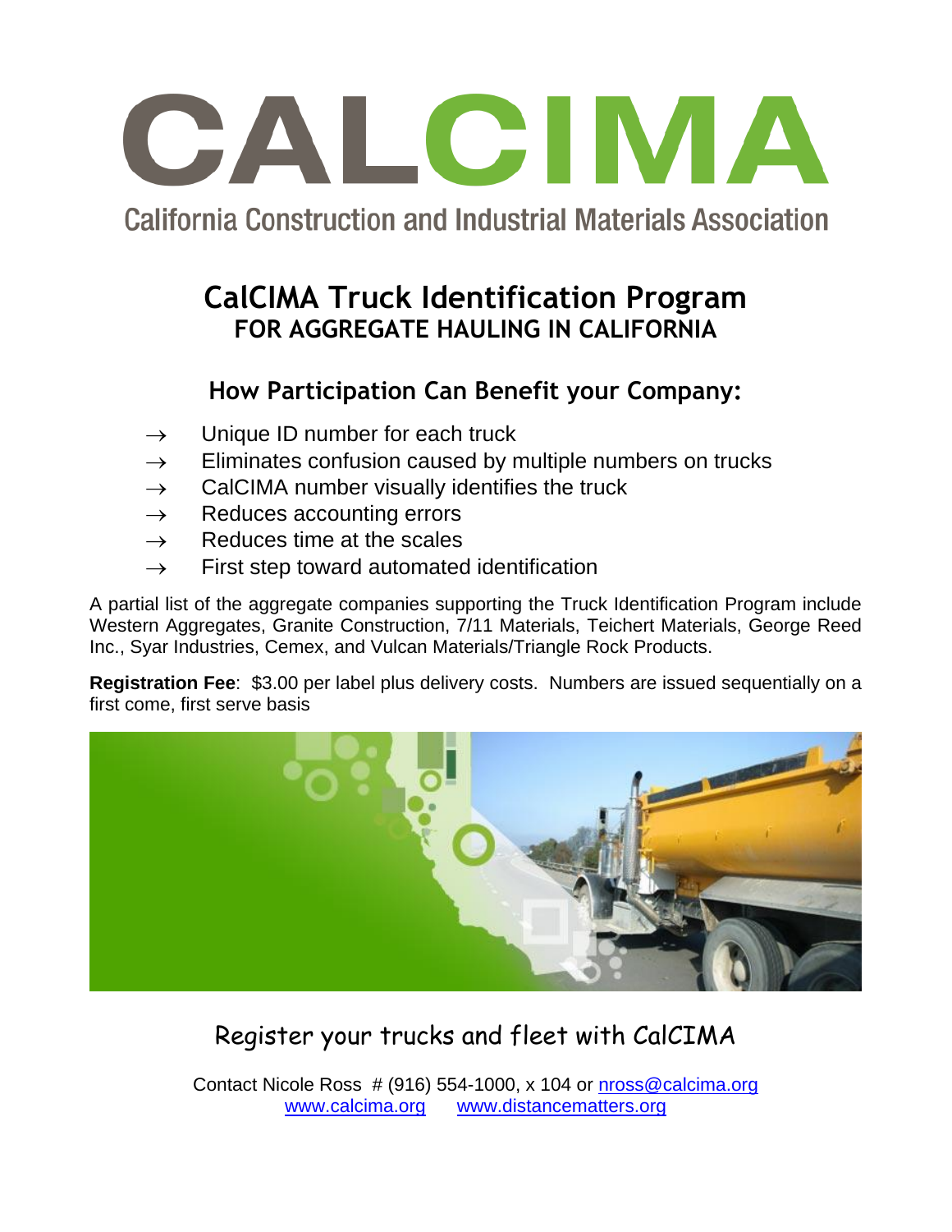# CALCIMA

California Construction and Industrial Materials Association

## CalCIMA Truck Identification Program
### FOR AGGREGATE HAULING IN CALIFORNIA

### How Participation Can Benefit your Company:

- → Unique ID number for each truck
- → Eliminates confusion caused by multiple numbers on trucks
- → CalCIMA number visually identifies the truck
- → Reduces accounting errors
- → Reduces time at the scales
- → First step toward automated identification

A partial list of the aggregate companies supporting the Truck Identification Program include Western Aggregates, Granite Construction, 7/11 Materials, Teichert Materials, George Reed Inc., Syar Industries, Cemex, and Vulcan Materials/Triangle Rock Products.

**Registration Fee**: $3.00 per label plus delivery costs. Numbers are issued sequentially on a first come, first serve basis

Register your trucks and fleet with CalCIMA

Contact Nicole Ross # (916) 554-1000, x 104 or nross@calcima.org
www.calcima.org www.distancematters.org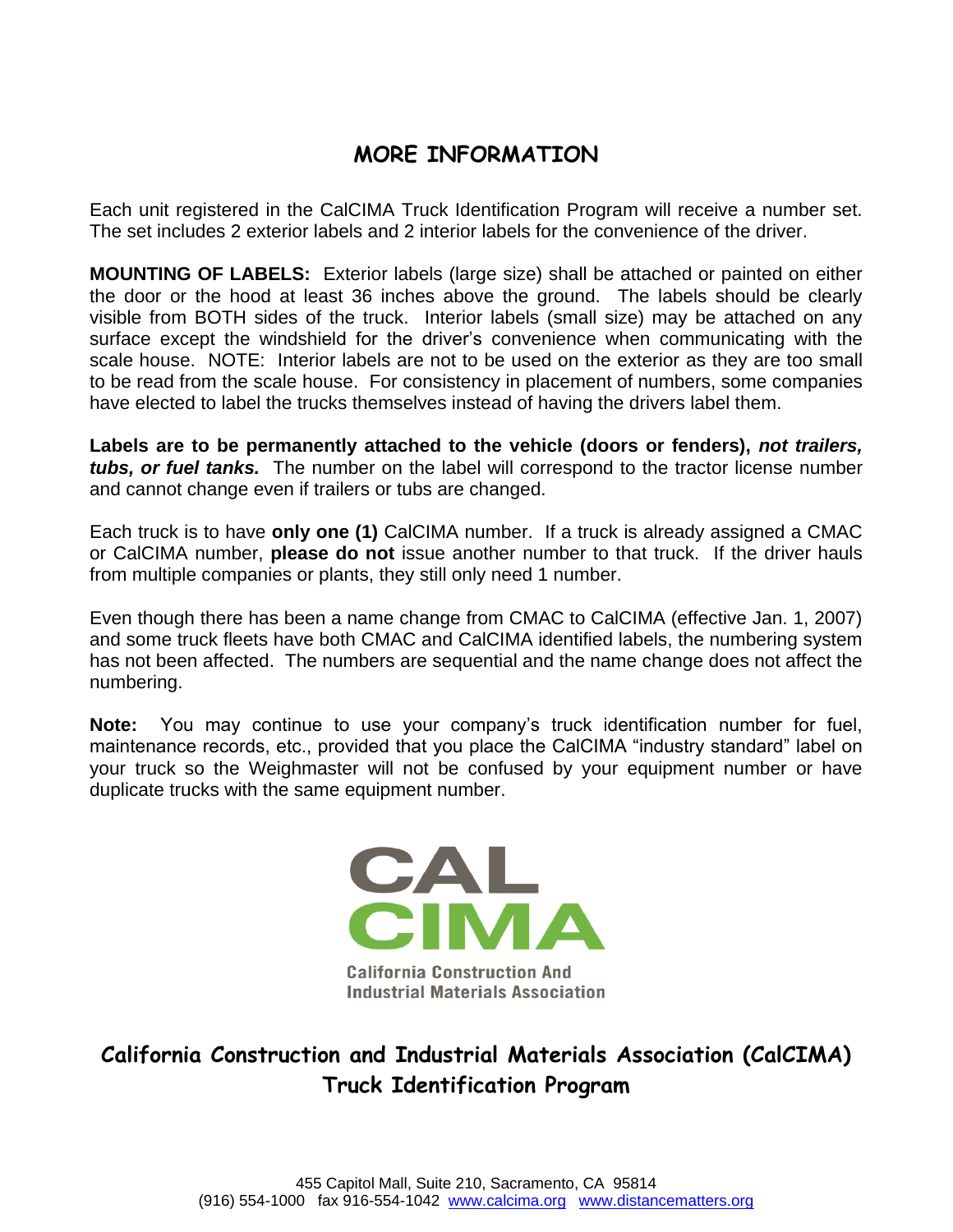## MORE INFORMATION

Each unit registered in the CalCIMA Truck Identification Program will receive a number set. The set includes 2 exterior labels and 2 interior labels for the convenience of the driver.

**MOUNTING OF LABELS:** Exterior labels (large size) shall be attached or painted on either the door or the hood at least 36 inches above the ground. The labels should be clearly visible from BOTH sides of the truck. Interior labels (small size) may be attached on any surface except the windshield for the driver's convenience when communicating with the scale house. NOTE: Interior labels are not to be used on the exterior as they are too small to be read from the scale house. For consistency in placement of numbers, some companies have elected to label the trucks themselves instead of having the drivers label them.

**Labels are to be permanently attached to the vehicle (doors or fenders),** ***not trailers, tubs, or fuel tanks.*** The number on the label will correspond to the tractor license number and cannot change even if trailers or tubs are changed.

Each truck is to have **only one (1)** CalCIMA number. If a truck is already assigned a CMAC or CalCIMA number, **please do not** issue another number to that truck. If the driver hauls from multiple companies or plants, they still only need 1 number.

Even though there has been a name change from CMAC to CalCIMA (effective Jan. 1, 2007) and some truck fleets have both CMAC and CalCIMA identified labels, the numbering system has not been affected. The numbers are sequential and the name change does not affect the numbering.

**Note:** You may continue to use your company's truck identification number for fuel, maintenance records, etc., provided that you place the CalCIMA "industry standard" label on your truck so the Weighmaster will not be confused by your equipment number or have duplicate trucks with the same equipment number.

CAL CIMA

California Construction And Industrial Materials Association

## California Construction and Industrial Materials Association (CalCIMA) Truck Identification Program

455 Capitol Mall, Suite 210, Sacramento, CA 95814
(916) 554-1000 fax 916-554-1042 www.calcima.org www.distancematters.org